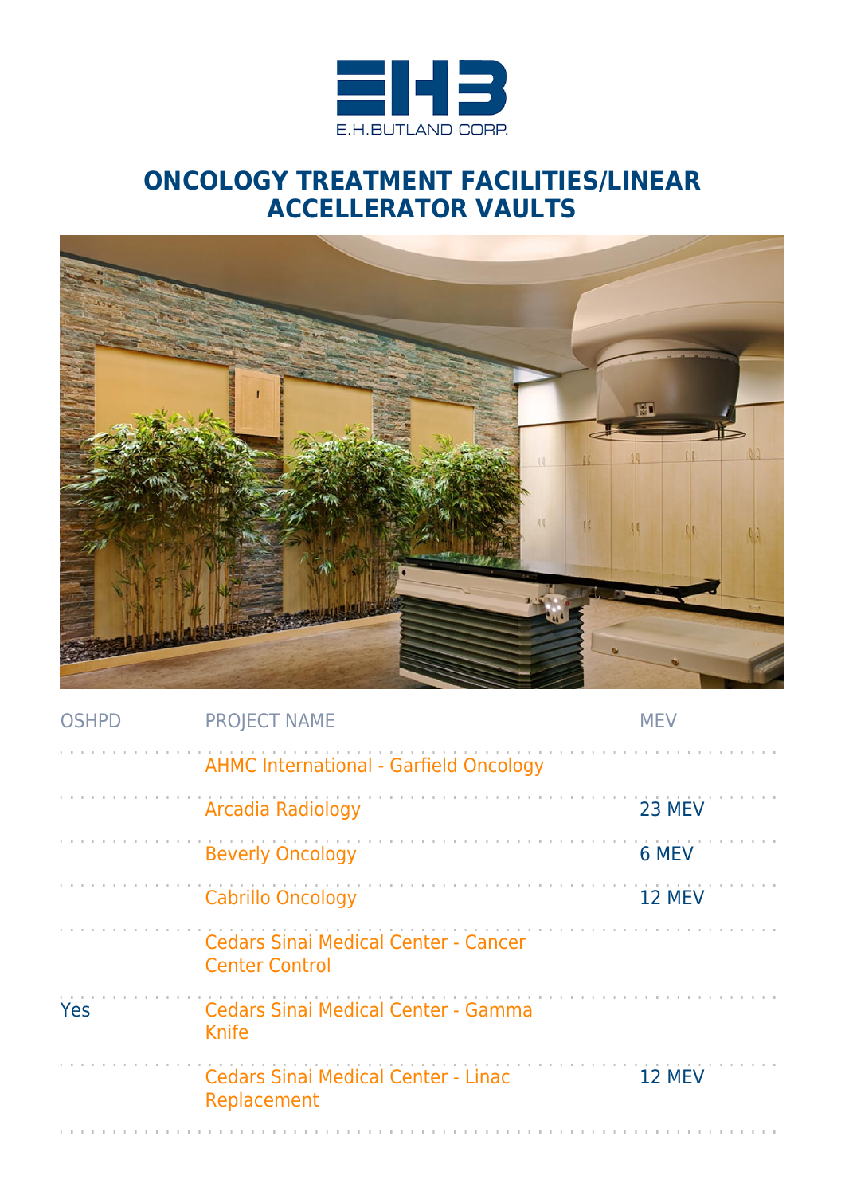E.H.BUTLAND CORP.

# ONCOLOGY TREATMENT FACILITIES/LINEAR ACCELLERATOR VAULTS

| OSHPD | PROJECT NAME | MEV |
| --- | --- | --- |
| | AHMC International - Garfield Oncology | |
| | Arcadia Radiology | 23 MEV |
| | Beverly Oncology | 6 MEV |
| | Cabrillo Oncology | 12 MEV |
| | Cedars Sinai Medical Center - Cancer Center Control | |
| Yes | Cedars Sinai Medical Center - Gamma Knife | |
| | Cedars Sinai Medical Center - Linac Replacement | 12 MEV |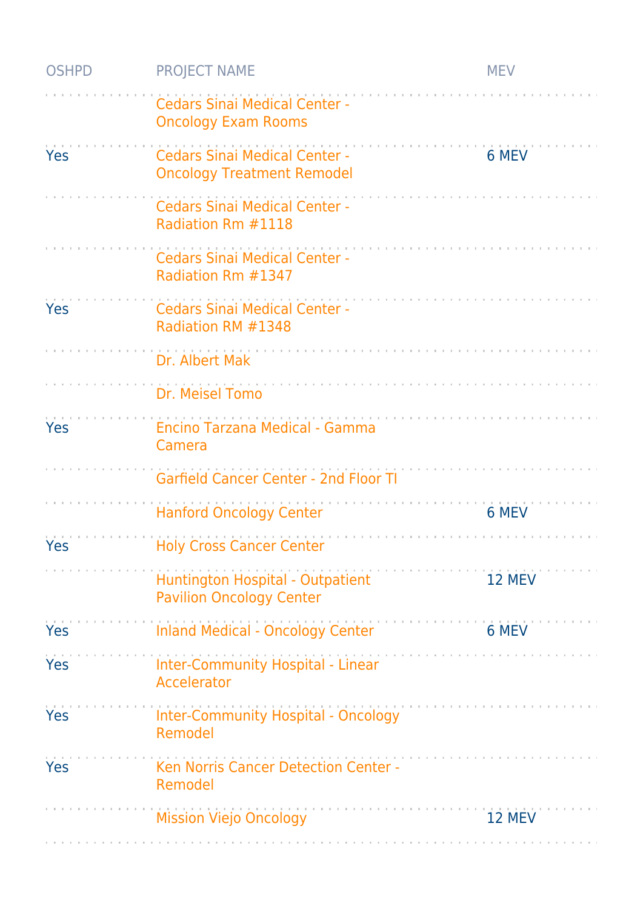| OSHPD | PROJECT NAME | MEV |
|---|---|---|
| | Cedars Sinai Medical Center - Oncology Exam Rooms | |
| Yes | Cedars Sinai Medical Center - Oncology Treatment Remodel | 6 MEV |
| | Cedars Sinai Medical Center - Radiation Rm #1118 | |
| | Cedars Sinai Medical Center - Radiation Rm #1347 | |
| Yes | Cedars Sinai Medical Center - Radiation RM #1348 | |
| | Dr. Albert Mak | |
| | Dr. Meisel Tomo | |
| Yes | Encino Tarzana Medical - Gamma Camera | |
| | Garfield Cancer Center - 2nd Floor TI | |
| | Hanford Oncology Center | 6 MEV |
| Yes | Holy Cross Cancer Center | |
| | Huntington Hospital - Outpatient Pavilion Oncology Center | 12 MEV |
| Yes | Inland Medical - Oncology Center | 6 MEV |
| Yes | Inter-Community Hospital - Linear Accelerator | |
| Yes | Inter-Community Hospital - Oncology Remodel | |
| Yes | Ken Norris Cancer Detection Center - Remodel | |
| | Mission Viejo Oncology | 12 MEV |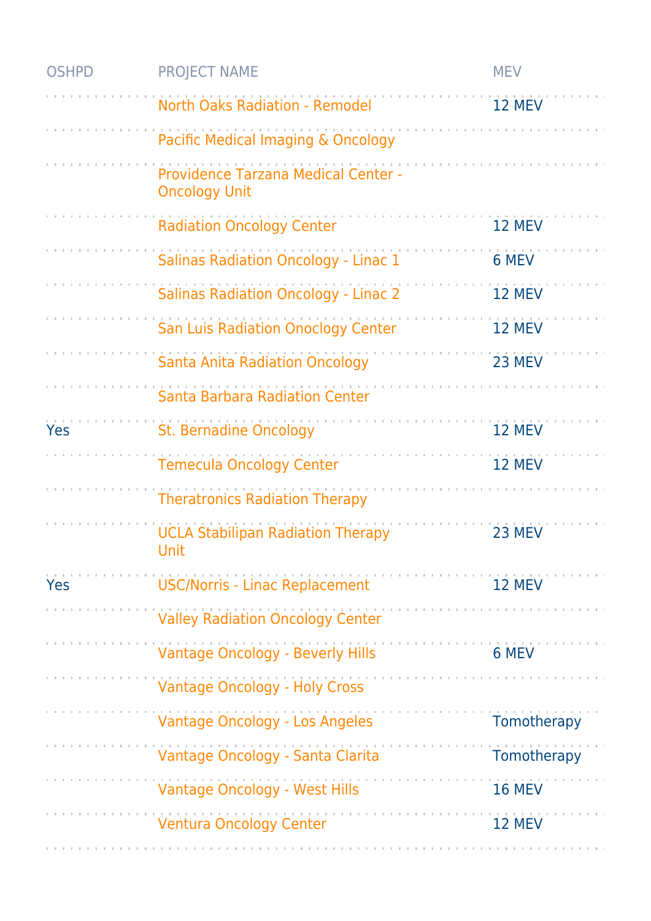| OSHPD | PROJECT NAME | MEV |
|---|---|---|
| | North Oaks Radiation - Remodel | 12 MEV |
| | Pacific Medical Imaging & Oncology | |
| | Providence Tarzana Medical Center - Oncology Unit | |
| | Radiation Oncology Center | 12 MEV |
| | Salinas Radiation Oncology - Linac 1 | 6 MEV |
| | Salinas Radiation Oncology - Linac 2 | 12 MEV |
| | San Luis Radiation Onoclogy Center | 12 MEV |
| | Santa Anita Radiation Oncology | 23 MEV |
| | Santa Barbara Radiation Center | |
| Yes | St. Bernadine Oncology | 12 MEV |
| | Temecula Oncology Center | 12 MEV |
| | Theratronics Radiation Therapy | |
| | UCLA Stabilipan Radiation Therapy Unit | 23 MEV |
| Yes | USC/Norris - Linac Replacement | 12 MEV |
| | Valley Radiation Oncology Center | |
| | Vantage Oncology - Beverly Hills | 6 MEV |
| | Vantage Oncology - Holy Cross | |
| | Vantage Oncology - Los Angeles | Tomotherapy |
| | Vantage Oncology - Santa Clarita | Tomotherapy |
| | Vantage Oncology - West Hills | 16 MEV |
| | Ventura Oncology Center | 12 MEV |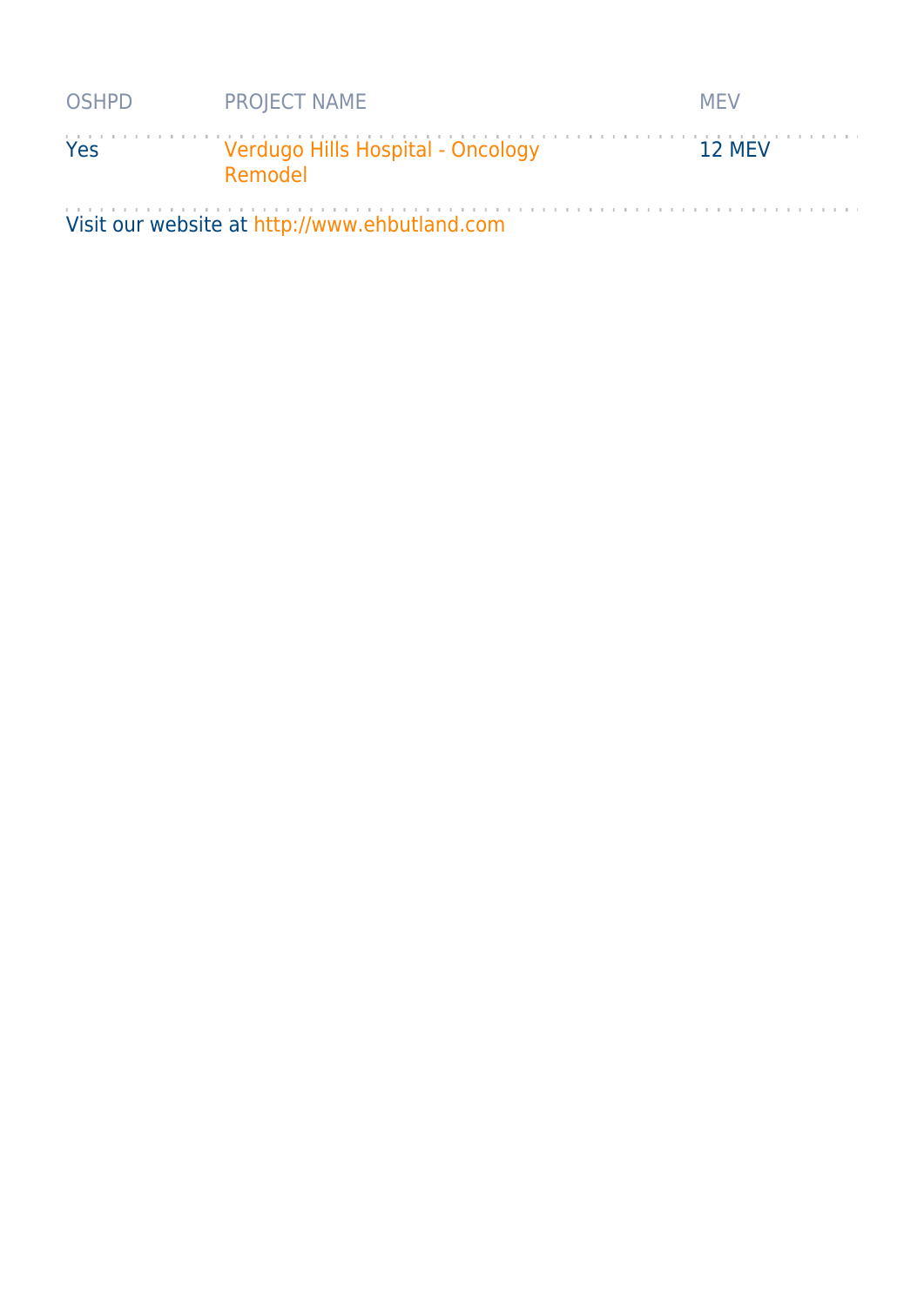| OSHPD | PROJECT NAME | MEV |
| --- | --- | --- |
| Yes | Verdugo Hills Hospital - Oncology Remodel | 12 MEV |

Visit our website at http://www.ehbutland.com